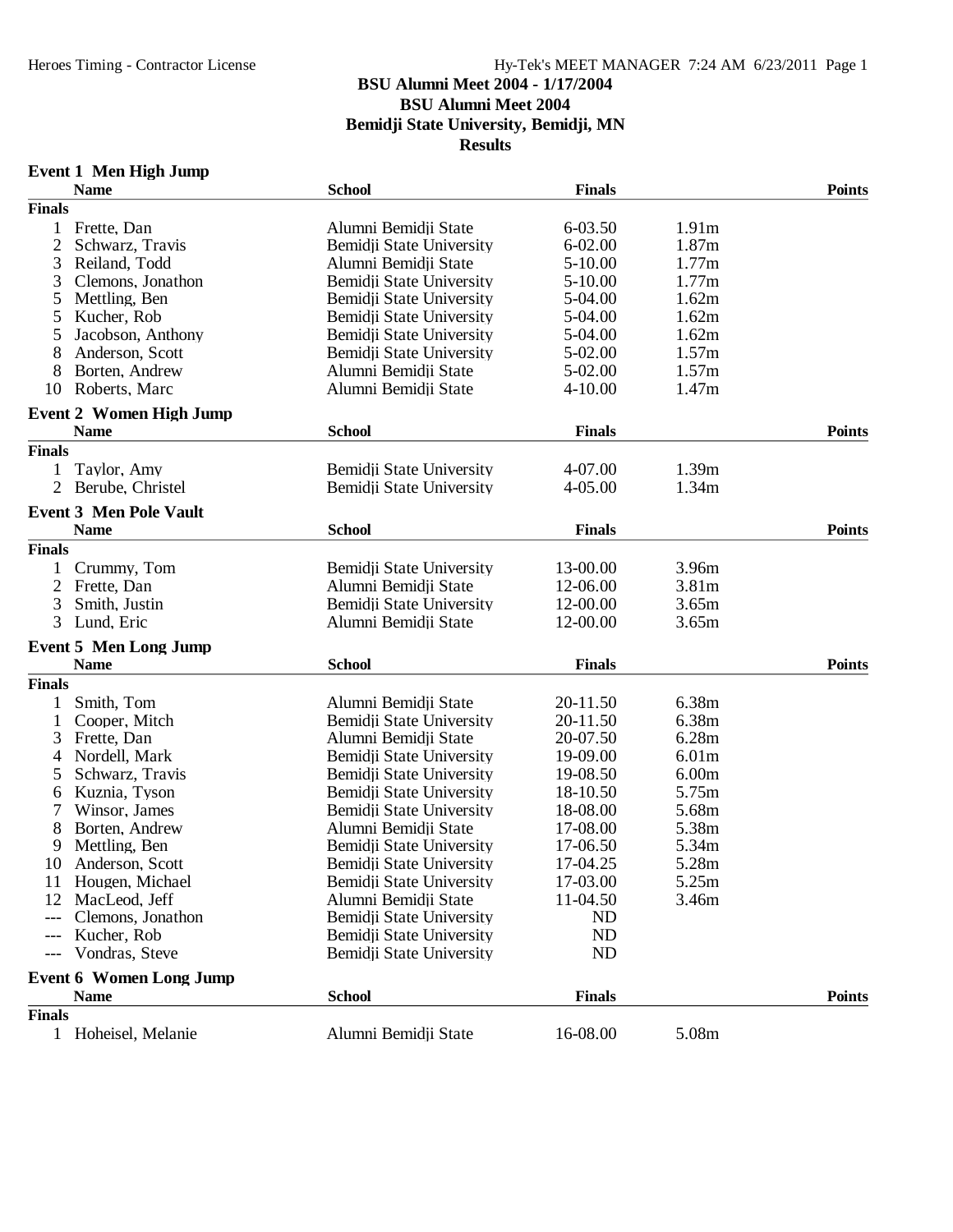# BSU Alumni Meet 2004 - 1/17/2004

## BSU Alumni Meet 2004

## Bemidji State University, Bemidji, MN

## Results

### Event 1 Men High Jump

| | Name | School | Finals | | Points |
|---|---|---|---|---|---|
| **Finals** | | | | | |
| 1 | Frette, Dan | Alumni Bemidji State | 6-03.50 | 1.91m | |
| 2 | Schwarz, Travis | Bemidji State University | 6-02.00 | 1.87m | |
| 3 | Reiland, Todd | Alumni Bemidji State | 5-10.00 | 1.77m | |
| 3 | Clemons, Jonathon | Bemidji State University | 5-10.00 | 1.77m | |
| 5 | Mettling, Ben | Bemidji State University | 5-04.00 | 1.62m | |
| 5 | Kucher, Rob | Bemidji State University | 5-04.00 | 1.62m | |
| 5 | Jacobson, Anthony | Bemidji State University | 5-04.00 | 1.62m | |
| 8 | Anderson, Scott | Bemidji State University | 5-02.00 | 1.57m | |
| 8 | Borten, Andrew | Alumni Bemidji State | 5-02.00 | 1.57m | |
| 10 | Roberts, Marc | Alumni Bemidji State | 4-10.00 | 1.47m | |

### Event 2 Women High Jump

| | Name | School | Finals | | Points |
|---|---|---|---|---|---|
| **Finals** | | | | | |
| 1 | Taylor, Amy | Bemidji State University | 4-07.00 | 1.39m | |
| 2 | Berube, Christel | Bemidji State University | 4-05.00 | 1.34m | |

### Event 3 Men Pole Vault

| | Name | School | Finals | | Points |
|---|---|---|---|---|---|
| **Finals** | | | | | |
| 1 | Crummy, Tom | Bemidji State University | 13-00.00 | 3.96m | |
| 2 | Frette, Dan | Alumni Bemidji State | 12-06.00 | 3.81m | |
| 3 | Smith, Justin | Bemidji State University | 12-00.00 | 3.65m | |
| 3 | Lund, Eric | Alumni Bemidji State | 12-00.00 | 3.65m | |

### Event 5 Men Long Jump

| | Name | School | Finals | | Points |
|---|---|---|---|---|---|
| **Finals** | | | | | |
| 1 | Smith, Tom | Alumni Bemidji State | 20-11.50 | 6.38m | |
| 1 | Cooper, Mitch | Bemidji State University | 20-11.50 | 6.38m | |
| 3 | Frette, Dan | Alumni Bemidji State | 20-07.50 | 6.28m | |
| 4 | Nordell, Mark | Bemidji State University | 19-09.00 | 6.01m | |
| 5 | Schwarz, Travis | Bemidji State University | 19-08.50 | 6.00m | |
| 6 | Kuznia, Tyson | Bemidji State University | 18-10.50 | 5.75m | |
| 7 | Winsor, James | Bemidji State University | 18-08.00 | 5.68m | |
| 8 | Borten, Andrew | Alumni Bemidji State | 17-08.00 | 5.38m | |
| 9 | Mettling, Ben | Bemidji State University | 17-06.50 | 5.34m | |
| 10 | Anderson, Scott | Bemidji State University | 17-04.25 | 5.28m | |
| 11 | Hougen, Michael | Bemidji State University | 17-03.00 | 5.25m | |
| 12 | MacLeod, Jeff | Alumni Bemidji State | 11-04.50 | 3.46m | |
| --- | Clemons, Jonathon | Bemidji State University | ND | | |
| --- | Kucher, Rob | Bemidji State University | ND | | |
| --- | Vondras, Steve | Bemidji State University | ND | | |

### Event 6 Women Long Jump

| | Name | School | Finals | | Points |
|---|---|---|---|---|---|
| **Finals** | | | | | |
| 1 | Hoheisel, Melanie | Alumni Bemidji State | 16-08.00 | 5.08m | |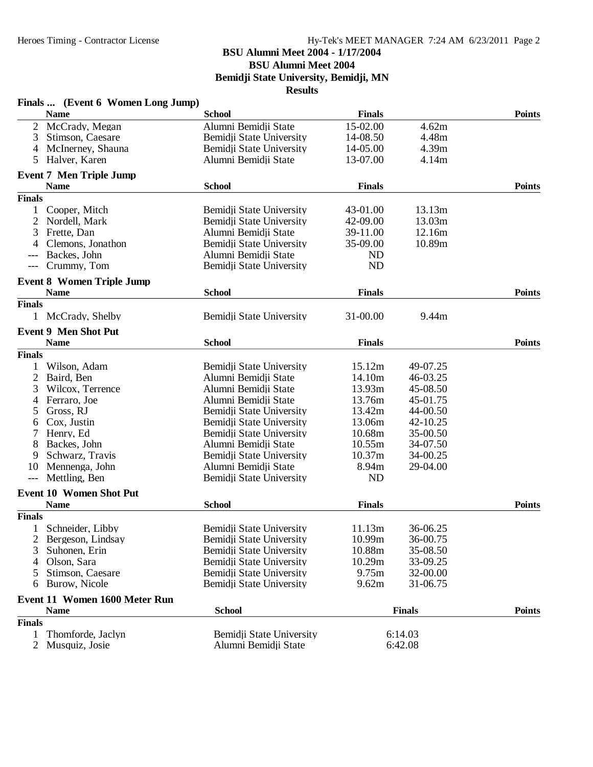# BSU Alumni Meet 2004 - 1/17/2004

## BSU Alumni Meet 2004

## Bemidji State University, Bemidji, MN

## Results

### Finals ... (Event 6 Women Long Jump)

| | Name | School | Finals | | Points |
|---|---|---|---|---|---|
| 2 | McCrady, Megan | Alumni Bemidji State | 15-02.00 | 4.62m | |
| 3 | Stimson, Caesare | Bemidji State University | 14-08.50 | 4.48m | |
| 4 | McInerney, Shauna | Bemidji State University | 14-05.00 | 4.39m | |
| 5 | Halver, Karen | Alumni Bemidji State | 13-07.00 | 4.14m | |

### Event 7 Men Triple Jump

| | Name | School | Finals | | Points |
|---|---|---|---|---|---|
| **Finals** | | | | | |
| 1 | Cooper, Mitch | Bemidji State University | 43-01.00 | 13.13m | |
| 2 | Nordell, Mark | Bemidji State University | 42-09.00 | 13.03m | |
| 3 | Frette, Dan | Alumni Bemidji State | 39-11.00 | 12.16m | |
| 4 | Clemons, Jonathon | Bemidji State University | 35-09.00 | 10.89m | |
| --- | Backes, John | Alumni Bemidji State | ND | | |
| --- | Crummy, Tom | Bemidji State University | ND | | |

### Event 8 Women Triple Jump

| | Name | School | Finals | | Points |
|---|---|---|---|---|---|
| **Finals** | | | | | |
| 1 | McCrady, Shelby | Bemidji State University | 31-00.00 | 9.44m | |

### Event 9 Men Shot Put

| | Name | School | Finals | | Points |
|---|---|---|---|---|---|
| **Finals** | | | | | |
| 1 | Wilson, Adam | Bemidji State University | 15.12m | 49-07.25 | |
| 2 | Baird, Ben | Alumni Bemidji State | 14.10m | 46-03.25 | |
| 3 | Wilcox, Terrence | Alumni Bemidji State | 13.93m | 45-08.50 | |
| 4 | Ferraro, Joe | Alumni Bemidji State | 13.76m | 45-01.75 | |
| 5 | Gross, RJ | Bemidji State University | 13.42m | 44-00.50 | |
| 6 | Cox, Justin | Bemidji State University | 13.06m | 42-10.25 | |
| 7 | Henry, Ed | Bemidji State University | 10.68m | 35-00.50 | |
| 8 | Backes, John | Alumni Bemidji State | 10.55m | 34-07.50 | |
| 9 | Schwarz, Travis | Bemidji State University | 10.37m | 34-00.25 | |
| 10 | Mennenga, John | Alumni Bemidji State | 8.94m | 29-04.00 | |
| --- | Mettling, Ben | Bemidji State University | ND | | |

### Event 10 Women Shot Put

| | Name | School | Finals | | Points |
|---|---|---|---|---|---|
| **Finals** | | | | | |
| 1 | Schneider, Libby | Bemidji State University | 11.13m | 36-06.25 | |
| 2 | Bergeson, Lindsay | Bemidji State University | 10.99m | 36-00.75 | |
| 3 | Suhonen, Erin | Bemidji State University | 10.88m | 35-08.50 | |
| 4 | Olson, Sara | Bemidji State University | 10.29m | 33-09.25 | |
| 5 | Stimson, Caesare | Bemidji State University | 9.75m | 32-00.00 | |
| 6 | Burow, Nicole | Bemidji State University | 9.62m | 31-06.75 | |

### Event 11 Women 1600 Meter Run

| | Name | School | Finals | Points |
|---|---|---|---|---|
| **Finals** | | | | |
| 1 | Thomforde, Jaclyn | Bemidji State University | 6:14.03 | |
| 2 | Musquiz, Josie | Alumni Bemidji State | 6:42.08 | |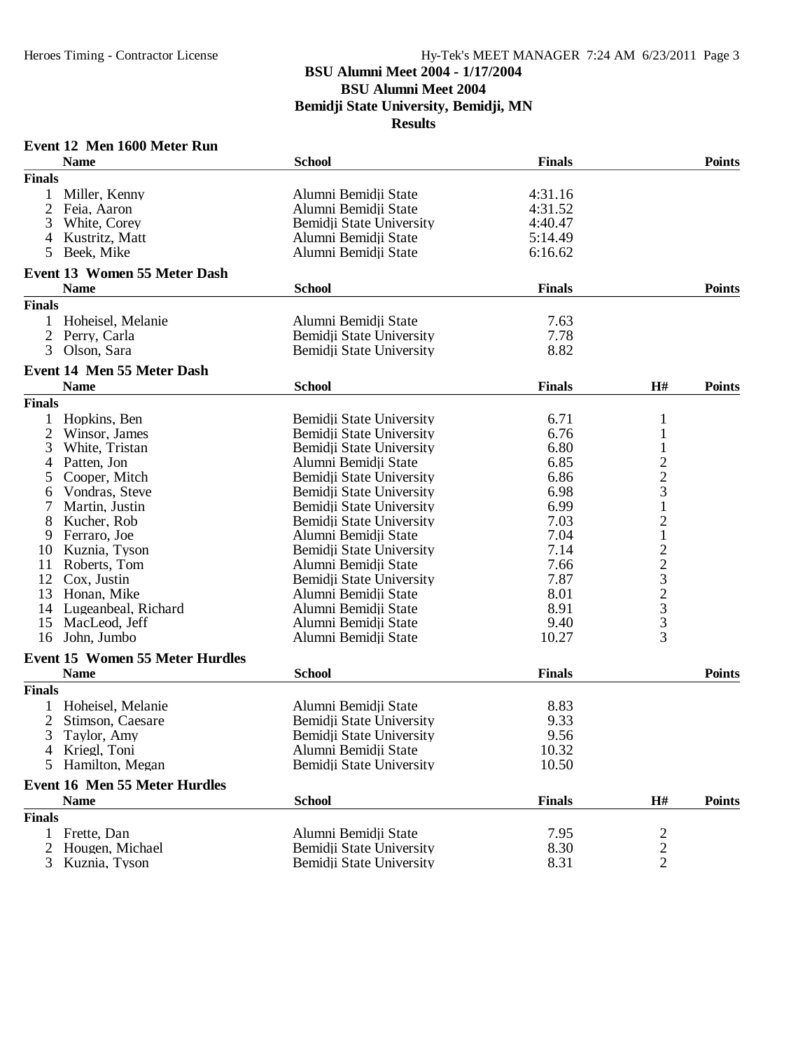# BSU Alumni Meet 2004 - 1/17/2004

## BSU Alumni Meet 2004

## Bemidji State University, Bemidji, MN

## Results

### Event 12 Men 1600 Meter Run

| | Name | School | Finals | Points |
|---|---|---|---|---|
| **Finals** | | | | |
| 1 | Miller, Kenny | Alumni Bemidji State | 4:31.16 | |
| 2 | Feia, Aaron | Alumni Bemidji State | 4:31.52 | |
| 3 | White, Corey | Bemidji State University | 4:40.47 | |
| 4 | Kustritz, Matt | Alumni Bemidji State | 5:14.49 | |
| 5 | Beek, Mike | Alumni Bemidji State | 6:16.62 | |

### Event 13 Women 55 Meter Dash

| | Name | School | Finals | Points |
|---|---|---|---|---|
| **Finals** | | | | |
| 1 | Hoheisel, Melanie | Alumni Bemidji State | 7.63 | |
| 2 | Perry, Carla | Bemidji State University | 7.78 | |
| 3 | Olson, Sara | Bemidji State University | 8.82 | |

### Event 14 Men 55 Meter Dash

| | Name | School | Finals | H# | Points |
|---|---|---|---|---|---|
| **Finals** | | | | | |
| 1 | Hopkins, Ben | Bemidji State University | 6.71 | 1 | |
| 2 | Winsor, James | Bemidji State University | 6.76 | 1 | |
| 3 | White, Tristan | Bemidji State University | 6.80 | 1 | |
| 4 | Patten, Jon | Alumni Bemidji State | 6.85 | 2 | |
| 5 | Cooper, Mitch | Bemidji State University | 6.86 | 2 | |
| 6 | Vondras, Steve | Bemidji State University | 6.98 | 3 | |
| 7 | Martin, Justin | Bemidji State University | 6.99 | 1 | |
| 8 | Kucher, Rob | Bemidji State University | 7.03 | 2 | |
| 9 | Ferraro, Joe | Alumni Bemidji State | 7.04 | 1 | |
| 10 | Kuznia, Tyson | Bemidji State University | 7.14 | 2 | |
| 11 | Roberts, Tom | Alumni Bemidji State | 7.66 | 2 | |
| 12 | Cox, Justin | Bemidji State University | 7.87 | 3 | |
| 13 | Honan, Mike | Alumni Bemidji State | 8.01 | 2 | |
| 14 | Lugeanbeal, Richard | Alumni Bemidji State | 8.91 | 3 | |
| 15 | MacLeod, Jeff | Alumni Bemidji State | 9.40 | 3 | |
| 16 | John, Jumbo | Alumni Bemidji State | 10.27 | 3 | |

### Event 15 Women 55 Meter Hurdles

| | Name | School | Finals | Points |
|---|---|---|---|---|
| **Finals** | | | | |
| 1 | Hoheisel, Melanie | Alumni Bemidji State | 8.83 | |
| 2 | Stimson, Caesare | Bemidji State University | 9.33 | |
| 3 | Taylor, Amy | Bemidji State University | 9.56 | |
| 4 | Kriegl, Toni | Alumni Bemidji State | 10.32 | |
| 5 | Hamilton, Megan | Bemidji State University | 10.50 | |

### Event 16 Men 55 Meter Hurdles

| | Name | School | Finals | H# | Points |
|---|---|---|---|---|---|
| **Finals** | | | | | |
| 1 | Frette, Dan | Alumni Bemidji State | 7.95 | 2 | |
| 2 | Hougen, Michael | Bemidji State University | 8.30 | 2 | |
| 3 | Kuznia, Tyson | Bemidji State University | 8.31 | 2 | |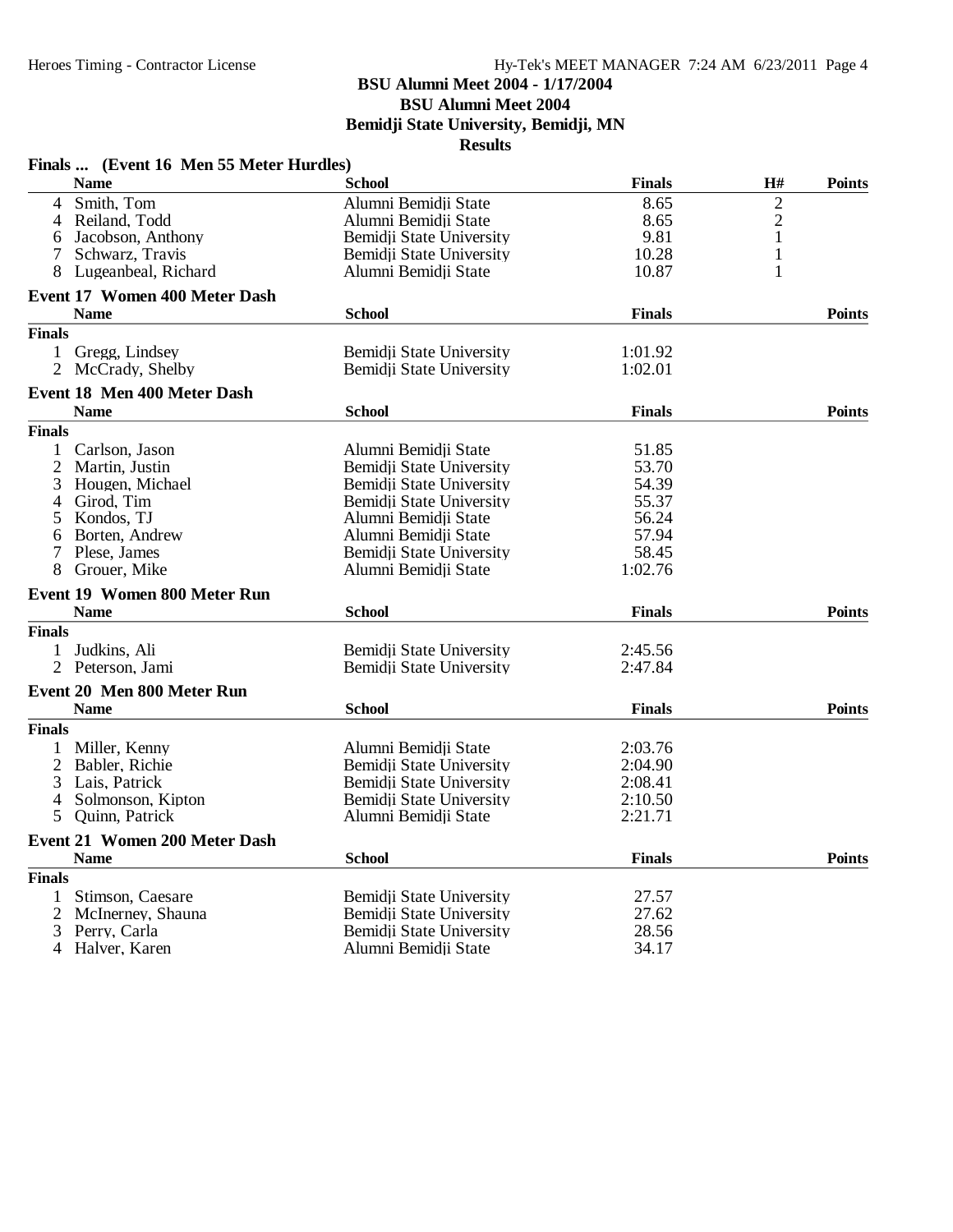# BSU Alumni Meet 2004 - 1/17/2004

## BSU Alumni Meet 2004

## Bemidji State University, Bemidji, MN

## Results

### Finals ... (Event 16 Men 55 Meter Hurdles)

| | Name | School | Finals | H# | Points |
|---|---|---|---|---|---|
| 4 | Smith, Tom | Alumni Bemidji State | 8.65 | 2 | |
| 4 | Reiland, Todd | Alumni Bemidji State | 8.65 | 2 | |
| 6 | Jacobson, Anthony | Bemidji State University | 9.81 | 1 | |
| 7 | Schwarz, Travis | Bemidji State University | 10.28 | 1 | |
| 8 | Lugeanbeal, Richard | Alumni Bemidji State | 10.87 | 1 | |

### Event 17 Women 400 Meter Dash

| | Name | School | Finals | Points |
|---|---|---|---|---|
| **Finals** | | | | |
| 1 | Gregg, Lindsey | Bemidji State University | 1:01.92 | |
| 2 | McCrady, Shelby | Bemidji State University | 1:02.01 | |

### Event 18 Men 400 Meter Dash

| | Name | School | Finals | Points |
|---|---|---|---|---|
| **Finals** | | | | |
| 1 | Carlson, Jason | Alumni Bemidji State | 51.85 | |
| 2 | Martin, Justin | Bemidji State University | 53.70 | |
| 3 | Hougen, Michael | Bemidji State University | 54.39 | |
| 4 | Girod, Tim | Bemidji State University | 55.37 | |
| 5 | Kondos, TJ | Alumni Bemidji State | 56.24 | |
| 6 | Borten, Andrew | Alumni Bemidji State | 57.94 | |
| 7 | Plese, James | Bemidji State University | 58.45 | |
| 8 | Grouer, Mike | Alumni Bemidji State | 1:02.76 | |

### Event 19 Women 800 Meter Run

| | Name | School | Finals | Points |
|---|---|---|---|---|
| **Finals** | | | | |
| 1 | Judkins, Ali | Bemidji State University | 2:45.56 | |
| 2 | Peterson, Jami | Bemidji State University | 2:47.84 | |

### Event 20 Men 800 Meter Run

| | Name | School | Finals | Points |
|---|---|---|---|---|
| **Finals** | | | | |
| 1 | Miller, Kenny | Alumni Bemidji State | 2:03.76 | |
| 2 | Babler, Richie | Bemidji State University | 2:04.90 | |
| 3 | Lais, Patrick | Bemidji State University | 2:08.41 | |
| 4 | Solmonson, Kipton | Bemidji State University | 2:10.50 | |
| 5 | Quinn, Patrick | Alumni Bemidji State | 2:21.71 | |

### Event 21 Women 200 Meter Dash

| | Name | School | Finals | Points |
|---|---|---|---|---|
| **Finals** | | | | |
| 1 | Stimson, Caesare | Bemidji State University | 27.57 | |
| 2 | McInerney, Shauna | Bemidji State University | 27.62 | |
| 3 | Perry, Carla | Bemidji State University | 28.56 | |
| 4 | Halver, Karen | Alumni Bemidji State | 34.17 | |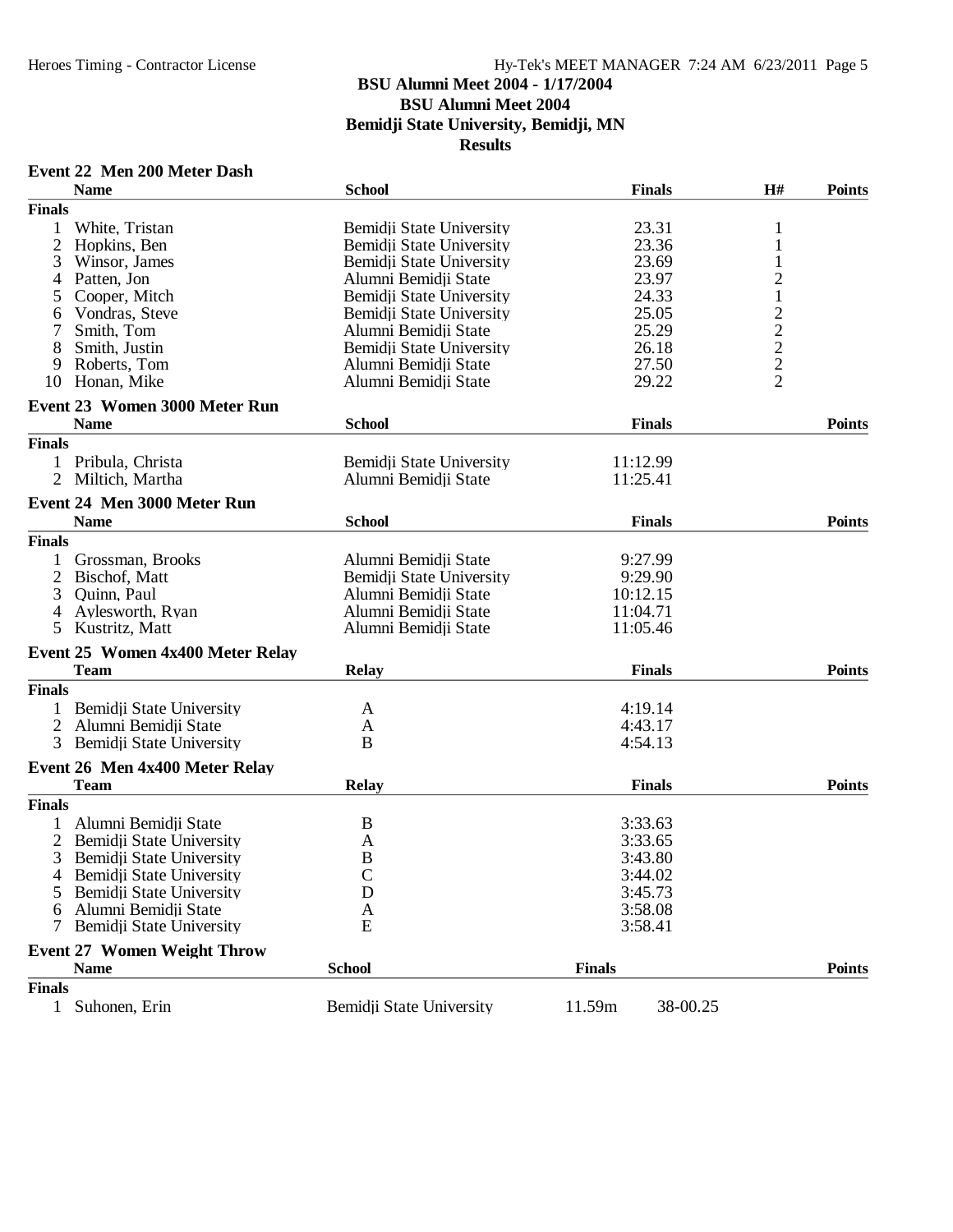# BSU Alumni Meet 2004 - 1/17/2004

## BSU Alumni Meet 2004

## Bemidji State University, Bemidji, MN

## Results

### Event 22 Men 200 Meter Dash

| | Name | School | Finals | H# | Points |
|---|---|---|---|---|---|
| **Finals** | | | | | |
| 1 | White, Tristan | Bemidji State University | 23.31 | 1 | |
| 2 | Hopkins, Ben | Bemidji State University | 23.36 | 1 | |
| 3 | Winsor, James | Bemidji State University | 23.69 | 1 | |
| 4 | Patten, Jon | Alumni Bemidji State | 23.97 | 2 | |
| 5 | Cooper, Mitch | Bemidji State University | 24.33 | 1 | |
| 6 | Vondras, Steve | Bemidji State University | 25.05 | 2 | |
| 7 | Smith, Tom | Alumni Bemidji State | 25.29 | 2 | |
| 8 | Smith, Justin | Bemidji State University | 26.18 | 2 | |
| 9 | Roberts, Tom | Alumni Bemidji State | 27.50 | 2 | |
| 10 | Honan, Mike | Alumni Bemidji State | 29.22 | 2 | |

### Event 23 Women 3000 Meter Run

| | Name | School | Finals | Points |
|---|---|---|---|---|
| **Finals** | | | | |
| 1 | Pribula, Christa | Bemidji State University | 11:12.99 | |
| 2 | Miltich, Martha | Alumni Bemidji State | 11:25.41 | |

### Event 24 Men 3000 Meter Run

| | Name | School | Finals | Points |
|---|---|---|---|---|
| **Finals** | | | | |
| 1 | Grossman, Brooks | Alumni Bemidji State | 9:27.99 | |
| 2 | Bischof, Matt | Bemidji State University | 9:29.90 | |
| 3 | Quinn, Paul | Alumni Bemidji State | 10:12.15 | |
| 4 | Aylesworth, Ryan | Alumni Bemidji State | 11:04.71 | |
| 5 | Kustritz, Matt | Alumni Bemidji State | 11:05.46 | |

### Event 25 Women 4x400 Meter Relay

| | Team | Relay | Finals | Points |
|---|---|---|---|---|
| **Finals** | | | | |
| 1 | Bemidji State University | A | 4:19.14 | |
| 2 | Alumni Bemidji State | A | 4:43.17 | |
| 3 | Bemidji State University | B | 4:54.13 | |

### Event 26 Men 4x400 Meter Relay

| | Team | Relay | Finals | Points |
|---|---|---|---|---|
| **Finals** | | | | |
| 1 | Alumni Bemidji State | B | 3:33.63 | |
| 2 | Bemidji State University | A | 3:33.65 | |
| 3 | Bemidji State University | B | 3:43.80 | |
| 4 | Bemidji State University | C | 3:44.02 | |
| 5 | Bemidji State University | D | 3:45.73 | |
| 6 | Alumni Bemidji State | A | 3:58.08 | |
| 7 | Bemidji State University | E | 3:58.41 | |

### Event 27 Women Weight Throw

| | Name | School | Finals | | Points |
|---|---|---|---|---|---|
| **Finals** | | | | | |
| 1 | Suhonen, Erin | Bemidji State University | 11.59m | 38-00.25 | |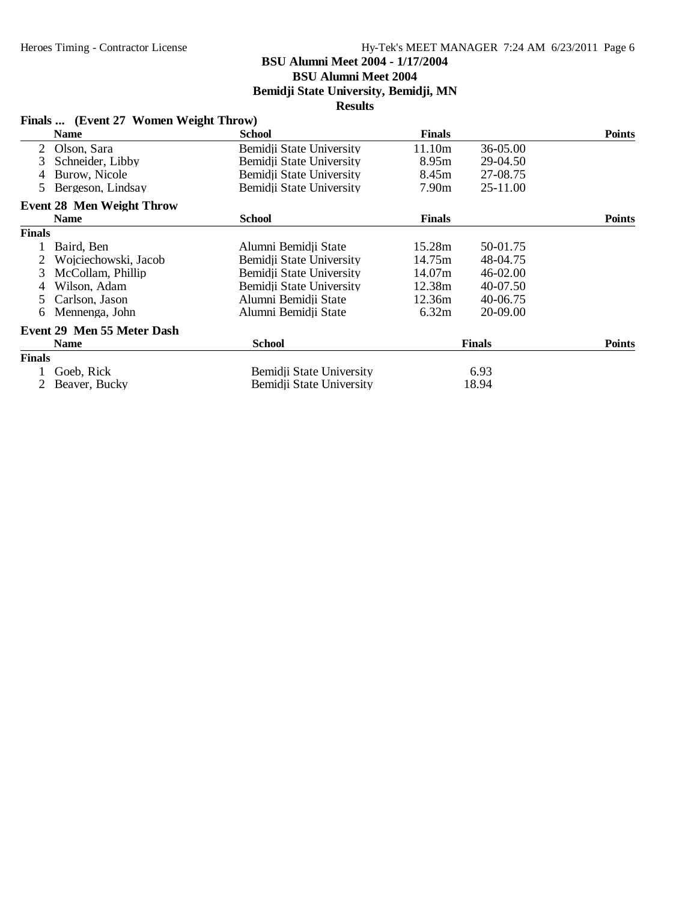# BSU Alumni Meet 2004 - 1/17/2004

## BSU Alumni Meet 2004

### Bemidji State University, Bemidji, MN

### Results

**Finals ... (Event 27 Women Weight Throw)**

| | Name | School | Finals | | Points |
|---|---|---|---|---|---|
| 2 | Olson, Sara | Bemidji State University | 11.10m | 36-05.00 | |
| 3 | Schneider, Libby | Bemidji State University | 8.95m | 29-04.50 | |
| 4 | Burow, Nicole | Bemidji State University | 8.45m | 27-08.75 | |
| 5 | Bergeson, Lindsay | Bemidji State University | 7.90m | 25-11.00 | |

**Event 28 Men Weight Throw**

| | Name | School | Finals | | Points |
|---|---|---|---|---|---|
| **Finals** | | | | | |
| 1 | Baird, Ben | Alumni Bemidji State | 15.28m | 50-01.75 | |
| 2 | Wojciechowski, Jacob | Bemidji State University | 14.75m | 48-04.75 | |
| 3 | McCollam, Phillip | Bemidji State University | 14.07m | 46-02.00 | |
| 4 | Wilson, Adam | Bemidji State University | 12.38m | 40-07.50 | |
| 5 | Carlson, Jason | Alumni Bemidji State | 12.36m | 40-06.75 | |
| 6 | Mennenga, John | Alumni Bemidji State | 6.32m | 20-09.00 | |

**Event 29 Men 55 Meter Dash**

| | Name | School | Finals | Points |
|---|---|---|---|---|
| **Finals** | | | | |
| 1 | Goeb, Rick | Bemidji State University | 6.93 | |
| 2 | Beaver, Bucky | Bemidji State University | 18.94 | |